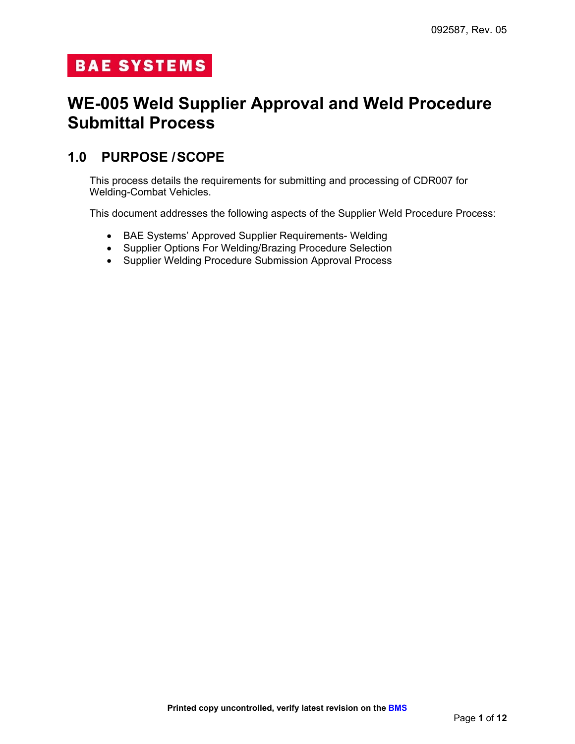BAE SYSTEMS

# WE-005 Weld Supplier Approval and Weld Procedure Submittal Process

## 1.0 PURPOSE / SCOPE

This process details the requirements for submitting and processing of CDR007 for Welding-Combat Vehicles.

This document addresses the following aspects of the Supplier Weld Procedure Process:

- BAE Systems' Approved Supplier Requirements- Welding
- Supplier Options For Welding/Brazing Procedure Selection
- Supplier Welding Procedure Submission Approval Process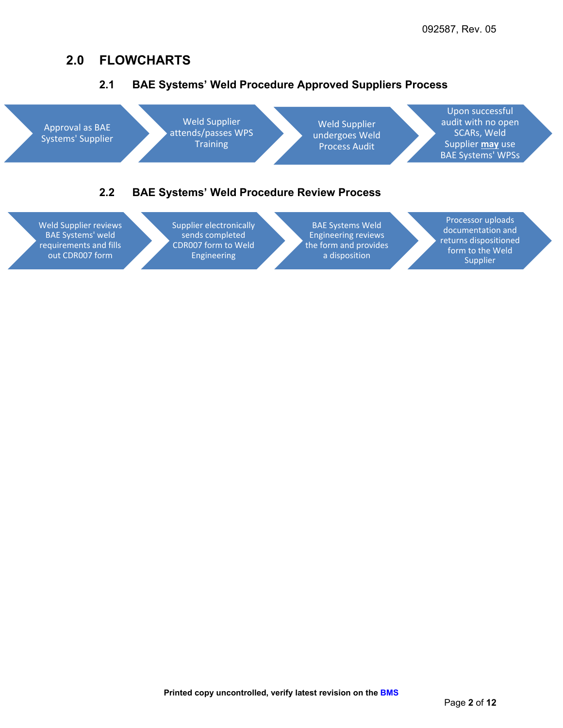## 2.0 FLOWCHARTS

### 2.1 BAE Systems' Weld Procedure Approved Suppliers Process

Approval as BAE Systems' Supplier → Weld Supplier attends/passes WPS Training → Weld Supplier undergoes Weld Process Audit → Upon successful audit with no open SCARs, Weld Supplier **may** use BAE Systems' WPSs

### 2.2 BAE Systems' Weld Procedure Review Process

Weld Supplier reviews BAE Systems' weld requirements and fills out CDR007 form → Supplier electronically sends completed CDR007 form to Weld Engineering → BAE Systems Weld Engineering reviews the form and provides a disposition → Processor uploads documentation and returns dispositioned form to the Weld Supplier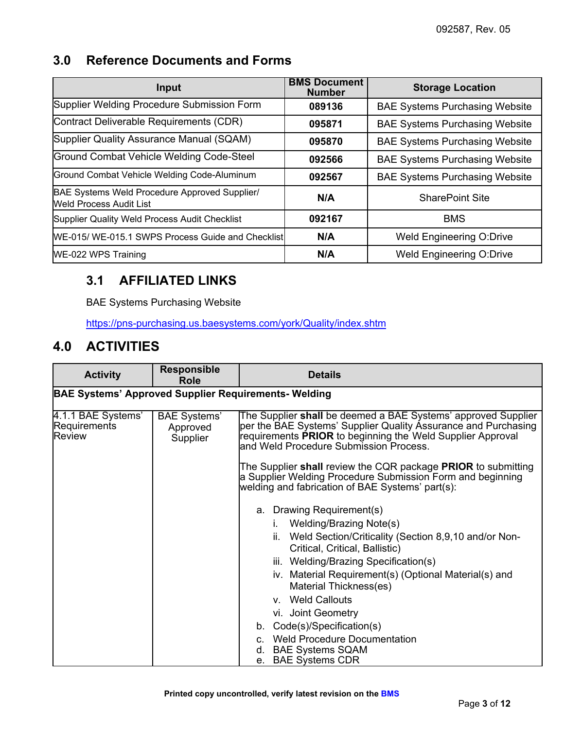## 3.0 Reference Documents and Forms

| Input | BMS Document Number | Storage Location |
|---|---|---|
| Supplier Welding Procedure Submission Form | **089136** | BAE Systems Purchasing Website |
| Contract Deliverable Requirements (CDR) | **095871** | BAE Systems Purchasing Website |
| Supplier Quality Assurance Manual (SQAM) | **095870** | BAE Systems Purchasing Website |
| Ground Combat Vehicle Welding Code-Steel | **092566** | BAE Systems Purchasing Website |
| Ground Combat Vehicle Welding Code-Aluminum | **092567** | BAE Systems Purchasing Website |
| BAE Systems Weld Procedure Approved Supplier/ Weld Process Audit List | **N/A** | SharePoint Site |
| Supplier Quality Weld Process Audit Checklist | **092167** | BMS |
| WE-015/ WE-015.1 SWPS Process Guide and Checklist | **N/A** | Weld Engineering O:Drive |
| WE-022 WPS Training | **N/A** | Weld Engineering O:Drive |

### 3.1 AFFILIATED LINKS

BAE Systems Purchasing Website

https://pns-purchasing.us.baesystems.com/york/Quality/index.shtm

## 4.0 ACTIVITIES

| Activity | Responsible Role | Details |
|---|---|---|
| **BAE Systems' Approved Supplier Requirements- Welding** | | |
| 4.1.1 BAE Systems' Requirements Review | BAE Systems' Approved Supplier | The Supplier **shall** be deemed a BAE Systems' approved Supplier per the BAE Systems' Supplier Quality Assurance and Purchasing requirements **PRIOR** to beginning the Weld Supplier Approval and Weld Procedure Submission Process.<br><br>The Supplier **shall** review the CQR package **PRIOR** to submitting a Supplier Welding Procedure Submission Form and beginning welding and fabrication of BAE Systems' part(s):<br><br>a. Drawing Requirement(s)<br>&nbsp;&nbsp;&nbsp;i. Welding/Brazing Note(s)<br>&nbsp;&nbsp;&nbsp;ii. Weld Section/Criticality (Section 8,9,10 and/or Non-Critical, Critical, Ballistic)<br>&nbsp;&nbsp;&nbsp;iii. Welding/Brazing Specification(s)<br>&nbsp;&nbsp;&nbsp;iv. Material Requirement(s) (Optional Material(s) and Material Thickness(es)<br>&nbsp;&nbsp;&nbsp;v. Weld Callouts<br>&nbsp;&nbsp;&nbsp;vi. Joint Geometry<br>b. Code(s)/Specification(s)<br>c. Weld Procedure Documentation<br>d. BAE Systems SQAM<br>e. BAE Systems CDR |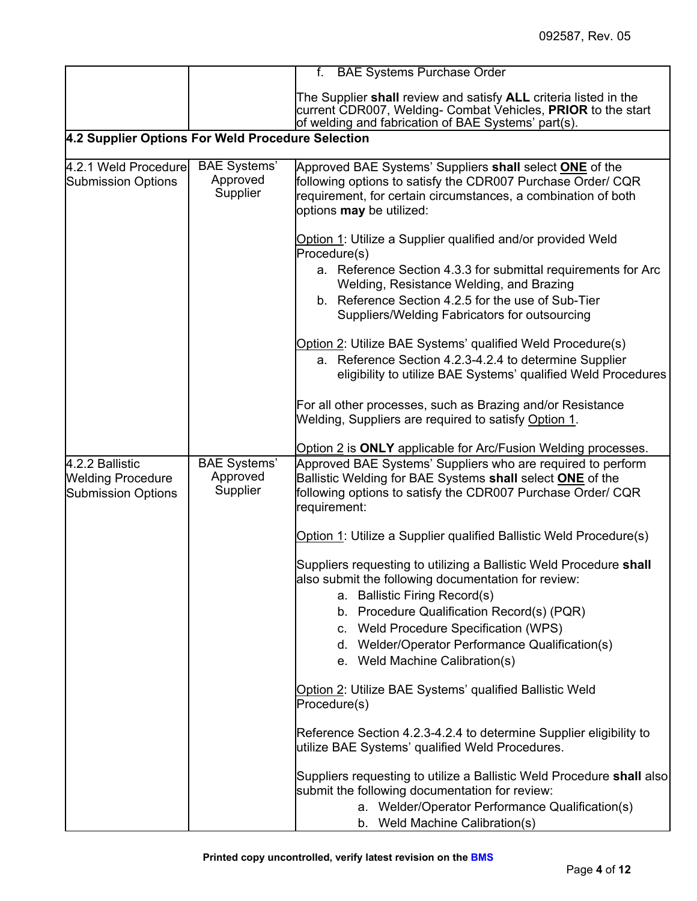| | | f. BAE Systems Purchase Order<br><br>The Supplier **shall** review and satisfy **ALL** criteria listed in the current CDR007, Welding- Combat Vehicles, **PRIOR** to the start of welding and fabrication of BAE Systems' part(s). |
|---|---|---|
| **4.2 Supplier Options For Weld Procedure Selection** | | |
| 4.2.1 Weld Procedure Submission Options | BAE Systems' Approved Supplier | Approved BAE Systems' Suppliers **shall** select **ONE** of the following options to satisfy the CDR007 Purchase Order/ CQR requirement, for certain circumstances, a combination of both options **may** be utilized:<br><br>Option 1: Utilize a Supplier qualified and/or provided Weld Procedure(s)<br>a. Reference Section 4.3.3 for submittal requirements for Arc Welding, Resistance Welding, and Brazing<br>b. Reference Section 4.2.5 for the use of Sub-Tier Suppliers/Welding Fabricators for outsourcing<br><br>Option 2: Utilize BAE Systems' qualified Weld Procedure(s)<br>a. Reference Section 4.2.3-4.2.4 to determine Supplier eligibility to utilize BAE Systems' qualified Weld Procedures<br><br>For all other processes, such as Brazing and/or Resistance Welding, Suppliers are required to satisfy Option 1.<br><br>Option 2 is **ONLY** applicable for Arc/Fusion Welding processes. |
| 4.2.2 Ballistic Welding Procedure Submission Options | BAE Systems' Approved Supplier | Approved BAE Systems' Suppliers who are required to perform Ballistic Welding for BAE Systems **shall** select **ONE** of the following options to satisfy the CDR007 Purchase Order/ CQR requirement:<br><br>Option 1: Utilize a Supplier qualified Ballistic Weld Procedure(s)<br><br>Suppliers requesting to utilizing a Ballistic Weld Procedure **shall** also submit the following documentation for review:<br>a. Ballistic Firing Record(s)<br>b. Procedure Qualification Record(s) (PQR)<br>c. Weld Procedure Specification (WPS)<br>d. Welder/Operator Performance Qualification(s)<br>e. Weld Machine Calibration(s)<br><br>Option 2: Utilize BAE Systems' qualified Ballistic Weld Procedure(s)<br><br>Reference Section 4.2.3-4.2.4 to determine Supplier eligibility to utilize BAE Systems' qualified Weld Procedures.<br><br>Suppliers requesting to utilize a Ballistic Weld Procedure **shall** also submit the following documentation for review:<br>a. Welder/Operator Performance Qualification(s)<br>b. Weld Machine Calibration(s) |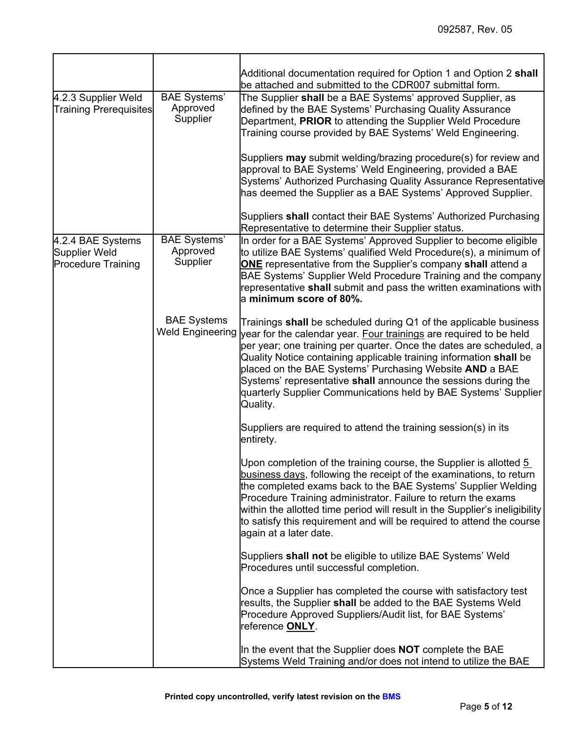| | | |
|---|---|---|
| | | Additional documentation required for Option 1 and Option 2 **shall** be attached and submitted to the CDR007 submittal form. |
| 4.2.3 Supplier Weld Training Prerequisites | BAE Systems' Approved Supplier | The Supplier **shall** be a BAE Systems' approved Supplier, as defined by the BAE Systems' Purchasing Quality Assurance Department, **PRIOR** to attending the Supplier Weld Procedure Training course provided by BAE Systems' Weld Engineering.<br><br>Suppliers **may** submit welding/brazing procedure(s) for review and approval to BAE Systems' Weld Engineering, provided a BAE Systems' Authorized Purchasing Quality Assurance Representative has deemed the Supplier as a BAE Systems' Approved Supplier.<br><br>Suppliers **shall** contact their BAE Systems' Authorized Purchasing Representative to determine their Supplier status. |
| 4.2.4 BAE Systems Supplier Weld Procedure Training | BAE Systems' Approved Supplier | In order for a BAE Systems' Approved Supplier to become eligible to utilize BAE Systems' qualified Weld Procedure(s), a minimum of <u>**ONE**</u> representative from the Supplier's company **shall** attend a BAE Systems' Supplier Weld Procedure Training and the company representative **shall** submit and pass the written examinations with a **minimum score of 80%.** |
| | BAE Systems Weld Engineering | Trainings **shall** be scheduled during Q1 of the applicable business year for the calendar year. <u>Four trainings</u> are required to be held per year; one training per quarter. Once the dates are scheduled, a Quality Notice containing applicable training information **shall** be placed on the BAE Systems' Purchasing Website **AND** a BAE Systems' representative **shall** announce the sessions during the quarterly Supplier Communications held by BAE Systems' Supplier Quality.<br><br>Suppliers are required to attend the training session(s) in its entirety.<br><br>Upon completion of the training course, the Supplier is allotted <u>5 business days</u>, following the receipt of the examinations, to return the completed exams back to the BAE Systems' Supplier Welding Procedure Training administrator. Failure to return the exams within the allotted time period will result in the Supplier's ineligibility to satisfy this requirement and will be required to attend the course again at a later date.<br><br>Suppliers **shall not** be eligible to utilize BAE Systems' Weld Procedures until successful completion.<br><br>Once a Supplier has completed the course with satisfactory test results, the Supplier **shall** be added to the BAE Systems Weld Procedure Approved Suppliers/Audit list, for BAE Systems' reference <u>**ONLY**</u>.<br><br>In the event that the Supplier does **NOT** complete the BAE Systems Weld Training and/or does not intend to utilize the BAE |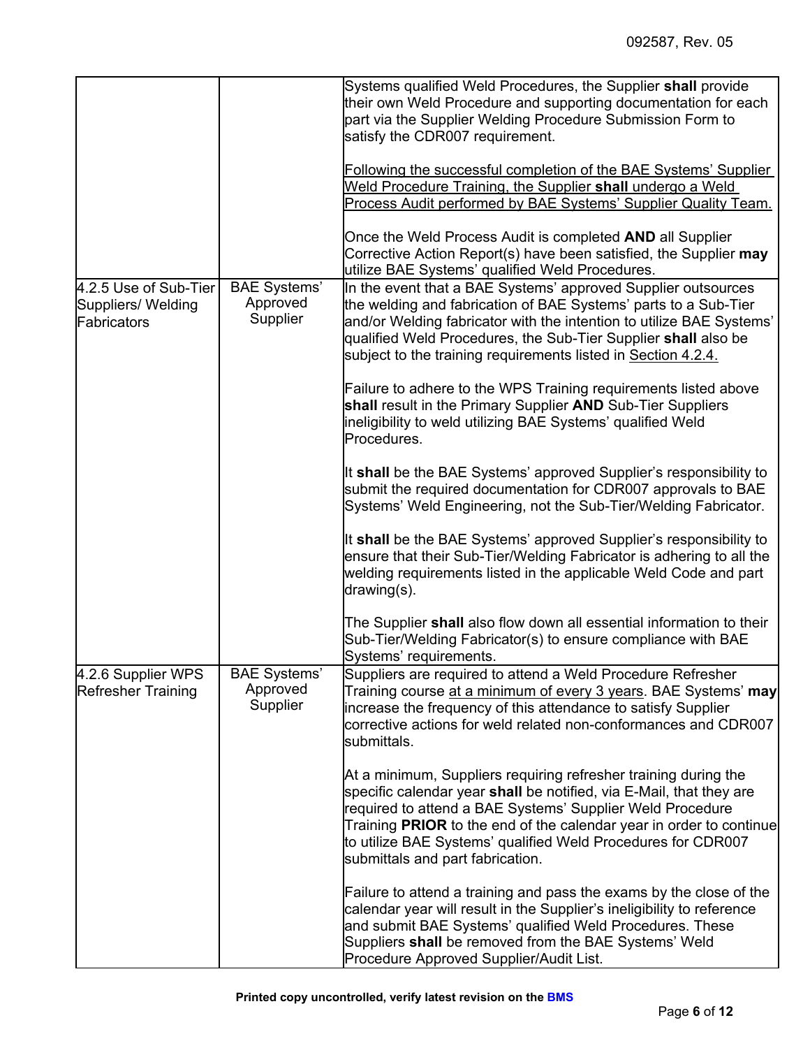| | | |
|---|---|---|
| | | Systems qualified Weld Procedures, the Supplier **shall** provide their own Weld Procedure and supporting documentation for each part via the Supplier Welding Procedure Submission Form to satisfy the CDR007 requirement.<br><br><u>Following the successful completion of the BAE Systems' Supplier Weld Procedure Training, the Supplier **shall** undergo a Weld Process Audit performed by BAE Systems' Supplier Quality Team.</u><br><br>Once the Weld Process Audit is completed **AND** all Supplier Corrective Action Report(s) have been satisfied, the Supplier **may** utilize BAE Systems' qualified Weld Procedures. |
| 4.2.5 Use of Sub-Tier Suppliers/ Welding Fabricators | BAE Systems' Approved Supplier | In the event that a BAE Systems' approved Supplier outsources the welding and fabrication of BAE Systems' parts to a Sub-Tier and/or Welding fabricator with the intention to utilize BAE Systems' qualified Weld Procedures, the Sub-Tier Supplier **shall** also be subject to the training requirements listed in <u>Section 4.2.4.</u><br><br>Failure to adhere to the WPS Training requirements listed above **shall** result in the Primary Supplier **AND** Sub-Tier Suppliers ineligibility to weld utilizing BAE Systems' qualified Weld Procedures.<br><br>It **shall** be the BAE Systems' approved Supplier's responsibility to submit the required documentation for CDR007 approvals to BAE Systems' Weld Engineering, not the Sub-Tier/Welding Fabricator.<br><br>It **shall** be the BAE Systems' approved Supplier's responsibility to ensure that their Sub-Tier/Welding Fabricator is adhering to all the welding requirements listed in the applicable Weld Code and part drawing(s).<br><br>The Supplier **shall** also flow down all essential information to their Sub-Tier/Welding Fabricator(s) to ensure compliance with BAE Systems' requirements. |
| 4.2.6 Supplier WPS Refresher Training | BAE Systems' Approved Supplier | Suppliers are required to attend a Weld Procedure Refresher Training course <u>at a minimum of every 3 years</u>. BAE Systems' **may** increase the frequency of this attendance to satisfy Supplier corrective actions for weld related non-conformances and CDR007 submittals.<br><br>At a minimum, Suppliers requiring refresher training during the specific calendar year **shall** be notified, via E-Mail, that they are required to attend a BAE Systems' Supplier Weld Procedure Training **PRIOR** to the end of the calendar year in order to continue to utilize BAE Systems' qualified Weld Procedures for CDR007 submittals and part fabrication.<br><br>Failure to attend a training and pass the exams by the close of the calendar year will result in the Supplier's ineligibility to reference and submit BAE Systems' qualified Weld Procedures. These Suppliers **shall** be removed from the BAE Systems' Weld Procedure Approved Supplier/Audit List. |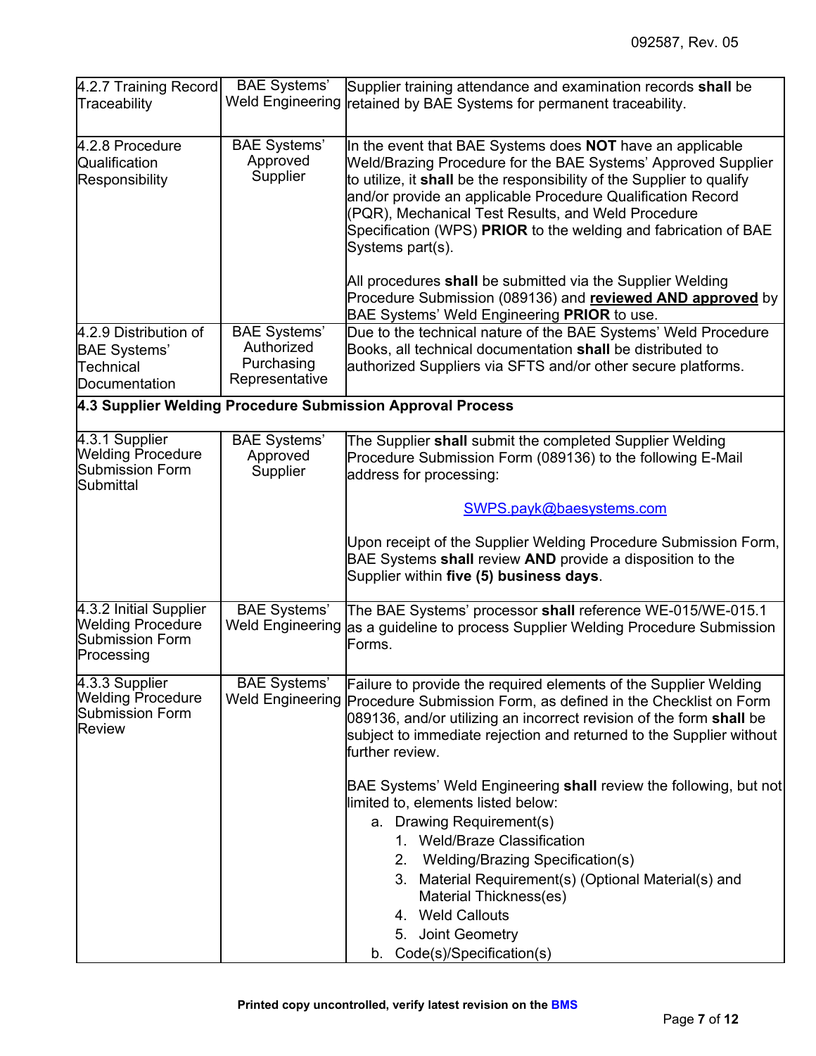| | | |
|---|---|---|
| 4.2.7 Training Record Traceability | BAE Systems' Weld Engineering | Supplier training attendance and examination records **shall** be retained by BAE Systems for permanent traceability. |
| 4.2.8 Procedure Qualification Responsibility | BAE Systems' Approved Supplier | In the event that BAE Systems does **NOT** have an applicable Weld/Brazing Procedure for the BAE Systems' Approved Supplier to utilize, it **shall** be the responsibility of the Supplier to qualify and/or provide an applicable Procedure Qualification Record (PQR), Mechanical Test Results, and Weld Procedure Specification (WPS) **PRIOR** to the welding and fabrication of BAE Systems part(s).<br><br>All procedures **shall** be submitted via the Supplier Welding Procedure Submission (089136) and **reviewed AND approved** by BAE Systems' Weld Engineering **PRIOR** to use. |
| 4.2.9 Distribution of BAE Systems' Technical Documentation | BAE Systems' Authorized Purchasing Representative | Due to the technical nature of the BAE Systems' Weld Procedure Books, all technical documentation **shall** be distributed to authorized Suppliers via SFTS and/or other secure platforms. |
| **4.3 Supplier Welding Procedure Submission Approval Process** | | |
| 4.3.1 Supplier Welding Procedure Submission Form Submittal | BAE Systems' Approved Supplier | The Supplier **shall** submit the completed Supplier Welding Procedure Submission Form (089136) to the following E-Mail address for processing:<br><br>SWPS.payk@baesystems.com<br><br>Upon receipt of the Supplier Welding Procedure Submission Form, BAE Systems **shall** review **AND** provide a disposition to the Supplier within **five (5) business days**. |
| 4.3.2 Initial Supplier Welding Procedure Submission Form Processing | BAE Systems' Weld Engineering | The BAE Systems' processor **shall** reference WE-015/WE-015.1 as a guideline to process Supplier Welding Procedure Submission Forms. |
| 4.3.3 Supplier Welding Procedure Submission Form Review | BAE Systems' Weld Engineering | Failure to provide the required elements of the Supplier Welding Procedure Submission Form, as defined in the Checklist on Form 089136, and/or utilizing an incorrect revision of the form **shall** be subject to immediate rejection and returned to the Supplier without further review.<br><br>BAE Systems' Weld Engineering **shall** review the following, but not limited to, elements listed below:<br>a. Drawing Requirement(s)<br>&nbsp;&nbsp;1. Weld/Braze Classification<br>&nbsp;&nbsp;2. Welding/Brazing Specification(s)<br>&nbsp;&nbsp;3. Material Requirement(s) (Optional Material(s) and Material Thickness(es)<br>&nbsp;&nbsp;4. Weld Callouts<br>&nbsp;&nbsp;5. Joint Geometry<br>b. Code(s)/Specification(s) |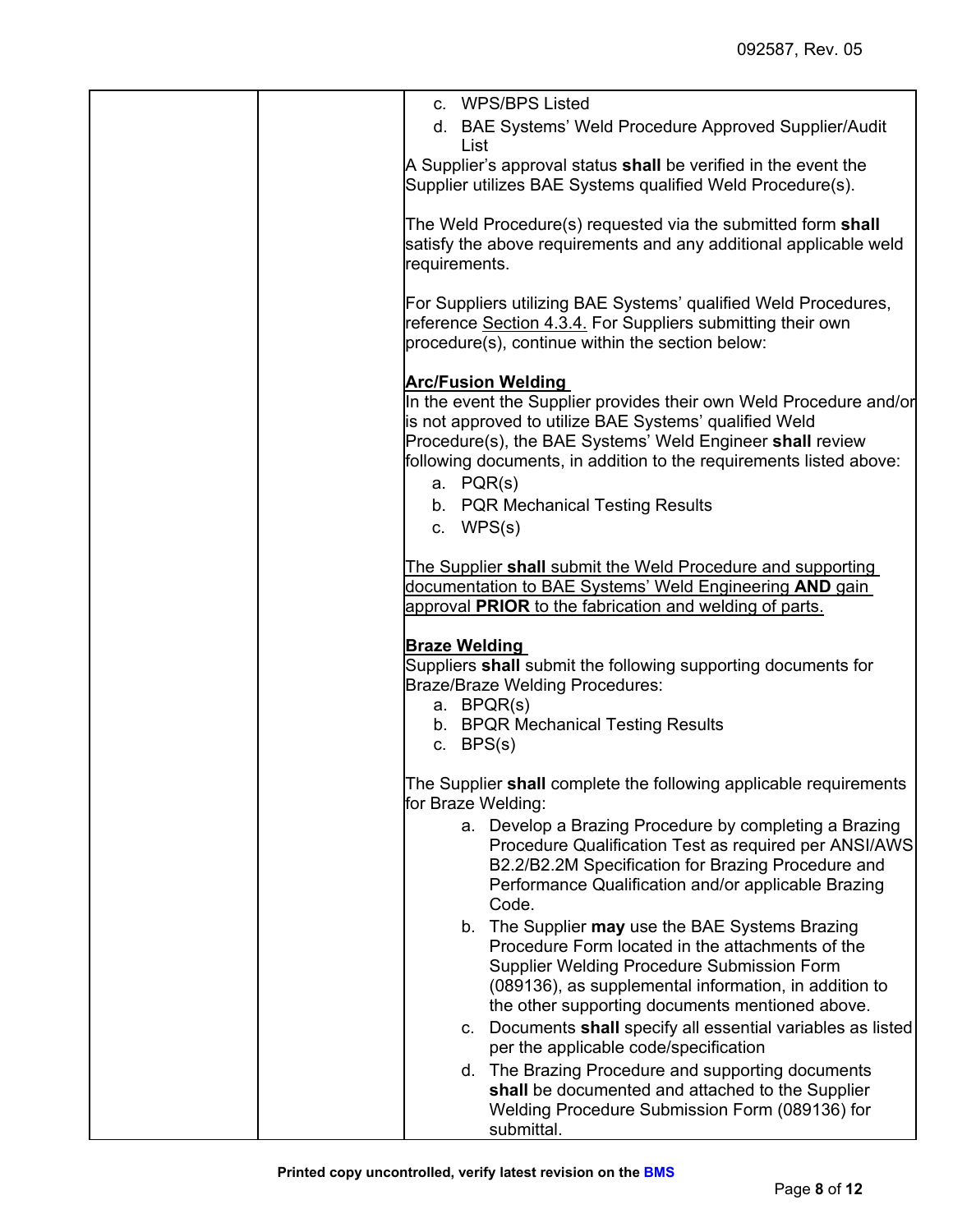| | | c. WPS/BPS Listed<br>d. BAE Systems' Weld Procedure Approved Supplier/Audit List<br>A Supplier's approval status **shall** be verified in the event the Supplier utilizes BAE Systems qualified Weld Procedure(s).<br><br>The Weld Procedure(s) requested via the submitted form **shall** satisfy the above requirements and any additional applicable weld requirements.<br><br>For Suppliers utilizing BAE Systems' qualified Weld Procedures, reference Section 4.3.4. For Suppliers submitting their own procedure(s), continue within the section below:<br><br>**Arc/Fusion Welding**<br>In the event the Supplier provides their own Weld Procedure and/or is not approved to utilize BAE Systems' qualified Weld Procedure(s), the BAE Systems' Weld Engineer **shall** review following documents, in addition to the requirements listed above:<br>a. PQR(s)<br>b. PQR Mechanical Testing Results<br>c. WPS(s)<br><br>The Supplier **shall** submit the Weld Procedure and supporting documentation to BAE Systems' Weld Engineering **AND** gain approval **PRIOR** to the fabrication and welding of parts.<br><br>**Braze Welding**<br>Suppliers **shall** submit the following supporting documents for Braze/Braze Welding Procedures:<br>a. BPQR(s)<br>b. BPQR Mechanical Testing Results<br>c. BPS(s)<br><br>The Supplier **shall** complete the following applicable requirements for Braze Welding:<br>a. Develop a Brazing Procedure by completing a Brazing Procedure Qualification Test as required per ANSI/AWS B2.2/B2.2M Specification for Brazing Procedure and Performance Qualification and/or applicable Brazing Code.<br>b. The Supplier **may** use the BAE Systems Brazing Procedure Form located in the attachments of the Supplier Welding Procedure Submission Form (089136), as supplemental information, in addition to the other supporting documents mentioned above.<br>c. Documents **shall** specify all essential variables as listed per the applicable code/specification<br>d. The Brazing Procedure and supporting documents **shall** be documented and attached to the Supplier Welding Procedure Submission Form (089136) for submittal. |
|---|---|---|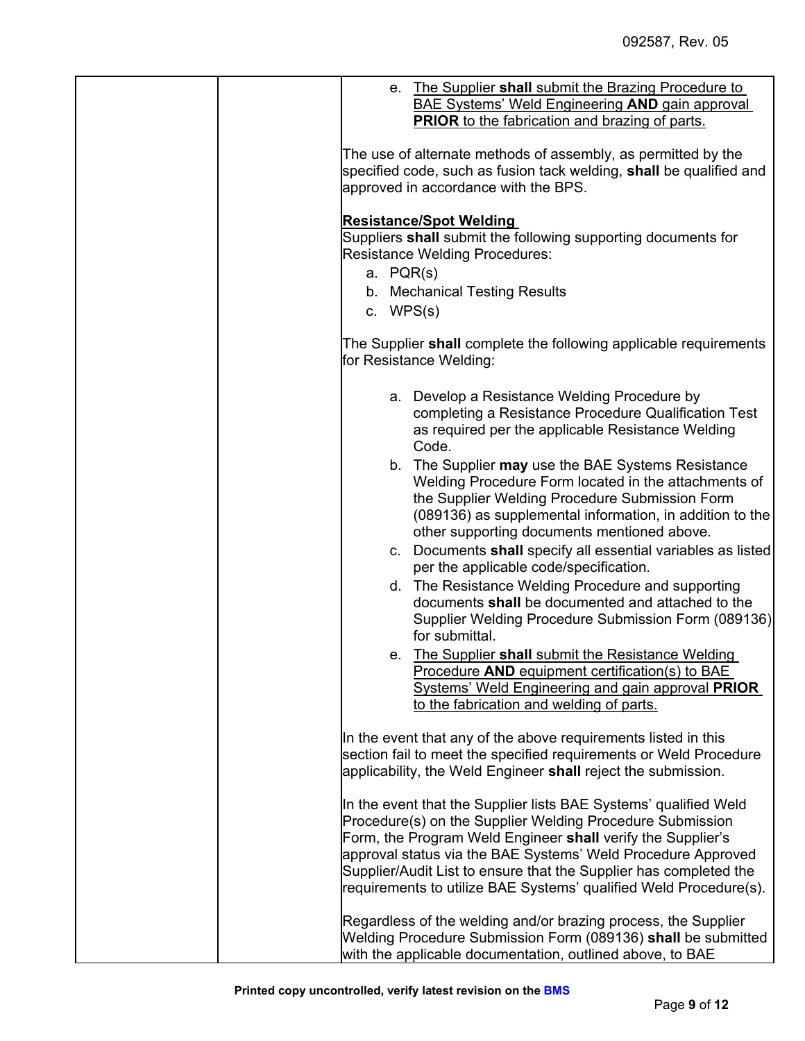e. <u>The Supplier **shall** submit the Brazing Procedure to BAE Systems' Weld Engineering **AND** gain approval **PRIOR** to the fabrication and brazing of parts.</u>

The use of alternate methods of assembly, as permitted by the specified code, such as fusion tack welding, **shall** be qualified and approved in accordance with the BPS.

**<u>Resistance/Spot Welding</u>**

Suppliers **shall** submit the following supporting documents for Resistance Welding Procedures:

a. PQR(s)
b. Mechanical Testing Results
c. WPS(s)

The Supplier **shall** complete the following applicable requirements for Resistance Welding:

a. Develop a Resistance Welding Procedure by completing a Resistance Procedure Qualification Test as required per the applicable Resistance Welding Code.
b. The Supplier **may** use the BAE Systems Resistance Welding Procedure Form located in the attachments of the Supplier Welding Procedure Submission Form (089136) as supplemental information, in addition to the other supporting documents mentioned above.
c. Documents **shall** specify all essential variables as listed per the applicable code/specification.
d. The Resistance Welding Procedure and supporting documents **shall** be documented and attached to the Supplier Welding Procedure Submission Form (089136) for submittal.
e. <u>The Supplier **shall** submit the Resistance Welding Procedure **AND** equipment certification(s) to BAE Systems' Weld Engineering and gain approval **PRIOR** to the fabrication and welding of parts.</u>

In the event that any of the above requirements listed in this section fail to meet the specified requirements or Weld Procedure applicability, the Weld Engineer **shall** reject the submission.

In the event that the Supplier lists BAE Systems' qualified Weld Procedure(s) on the Supplier Welding Procedure Submission Form, the Program Weld Engineer **shall** verify the Supplier's approval status via the BAE Systems' Weld Procedure Approved Supplier/Audit List to ensure that the Supplier has completed the requirements to utilize BAE Systems' qualified Weld Procedure(s).

Regardless of the welding and/or brazing process, the Supplier Welding Procedure Submission Form (089136) **shall** be submitted with the applicable documentation, outlined above, to BAE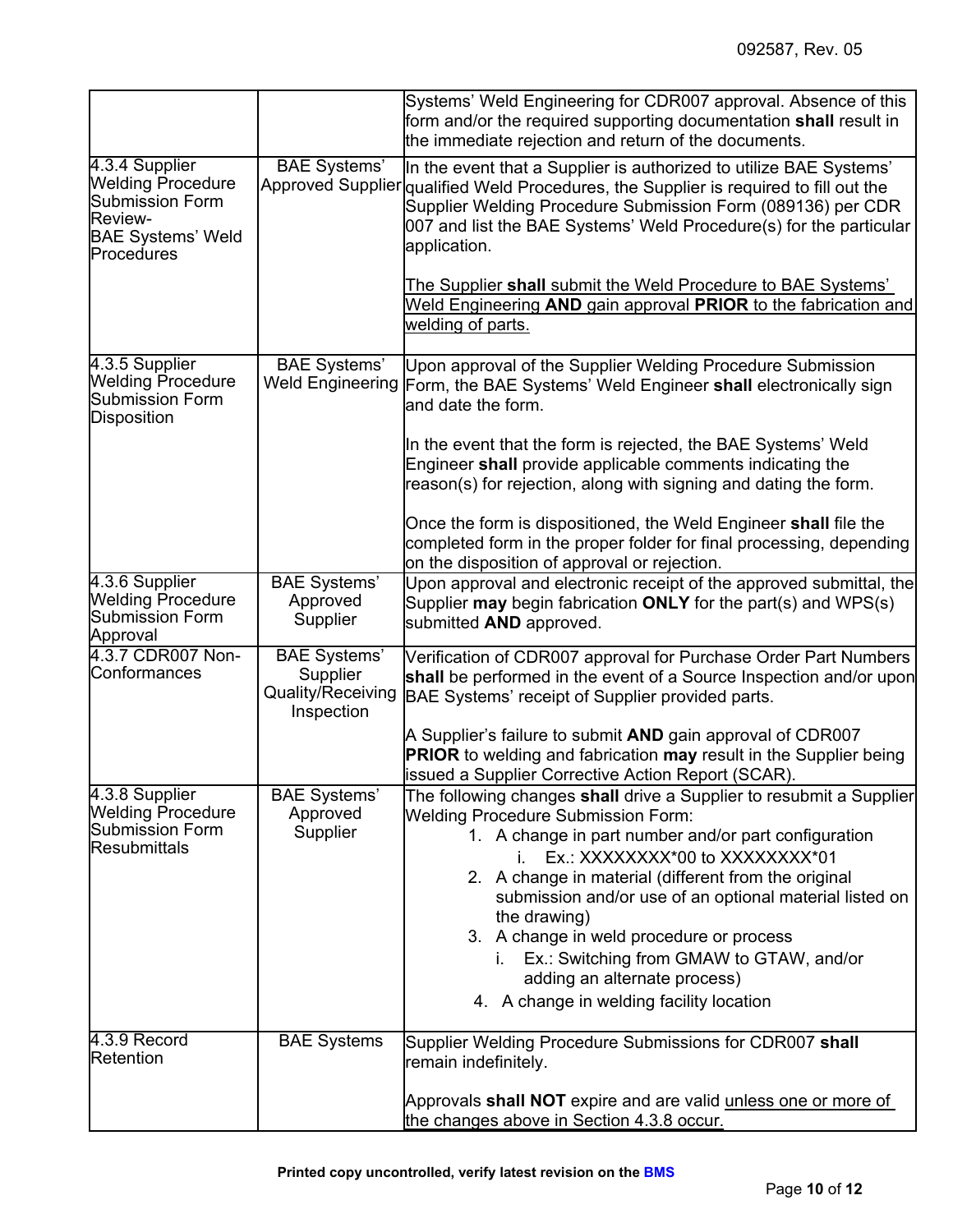| | | |
|---|---|---|
| | | Systems' Weld Engineering for CDR007 approval. Absence of this form and/or the required supporting documentation **shall** result in the immediate rejection and return of the documents. |
| 4.3.4 Supplier Welding Procedure Submission Form Review- BAE Systems' Weld Procedures | BAE Systems' Approved Supplier | In the event that a Supplier is authorized to utilize BAE Systems' qualified Weld Procedures, the Supplier is required to fill out the Supplier Welding Procedure Submission Form (089136) per CDR 007 and list the BAE Systems' Weld Procedure(s) for the particular application.<br><br><u>The Supplier **shall** submit the Weld Procedure to BAE Systems' Weld Engineering **AND** gain approval **PRIOR** to the fabrication and welding of parts.</u> |
| 4.3.5 Supplier Welding Procedure Submission Form Disposition | BAE Systems' Weld Engineering | Upon approval of the Supplier Welding Procedure Submission Form, the BAE Systems' Weld Engineer **shall** electronically sign and date the form.<br><br>In the event that the form is rejected, the BAE Systems' Weld Engineer **shall** provide applicable comments indicating the reason(s) for rejection, along with signing and dating the form.<br><br>Once the form is dispositioned, the Weld Engineer **shall** file the completed form in the proper folder for final processing, depending on the disposition of approval or rejection. |
| 4.3.6 Supplier Welding Procedure Submission Form Approval | BAE Systems' Approved Supplier | Upon approval and electronic receipt of the approved submittal, the Supplier **may** begin fabrication **ONLY** for the part(s) and WPS(s) submitted **AND** approved. |
| 4.3.7 CDR007 Non-Conformances | BAE Systems' Supplier Quality/Receiving Inspection | Verification of CDR007 approval for Purchase Order Part Numbers **shall** be performed in the event of a Source Inspection and/or upon BAE Systems' receipt of Supplier provided parts.<br><br>A Supplier's failure to submit **AND** gain approval of CDR007 **PRIOR** to welding and fabrication **may** result in the Supplier being issued a Supplier Corrective Action Report (SCAR). |
| 4.3.8 Supplier Welding Procedure Submission Form Resubmittals | BAE Systems' Approved Supplier | The following changes **shall** drive a Supplier to resubmit a Supplier Welding Procedure Submission Form:<br>1. A change in part number and/or part configuration<br>&nbsp;&nbsp;&nbsp;i. Ex.: XXXXXXXX*00 to XXXXXXXX*01<br>2. A change in material (different from the original submission and/or use of an optional material listed on the drawing)<br>3. A change in weld procedure or process<br>&nbsp;&nbsp;&nbsp;i. Ex.: Switching from GMAW to GTAW, and/or adding an alternate process)<br>4. A change in welding facility location |
| 4.3.9 Record Retention | BAE Systems | Supplier Welding Procedure Submissions for CDR007 **shall** remain indefinitely.<br><br>Approvals **shall NOT** expire and are valid <u>unless one or more of the changes above in Section 4.3.8 occur.</u> |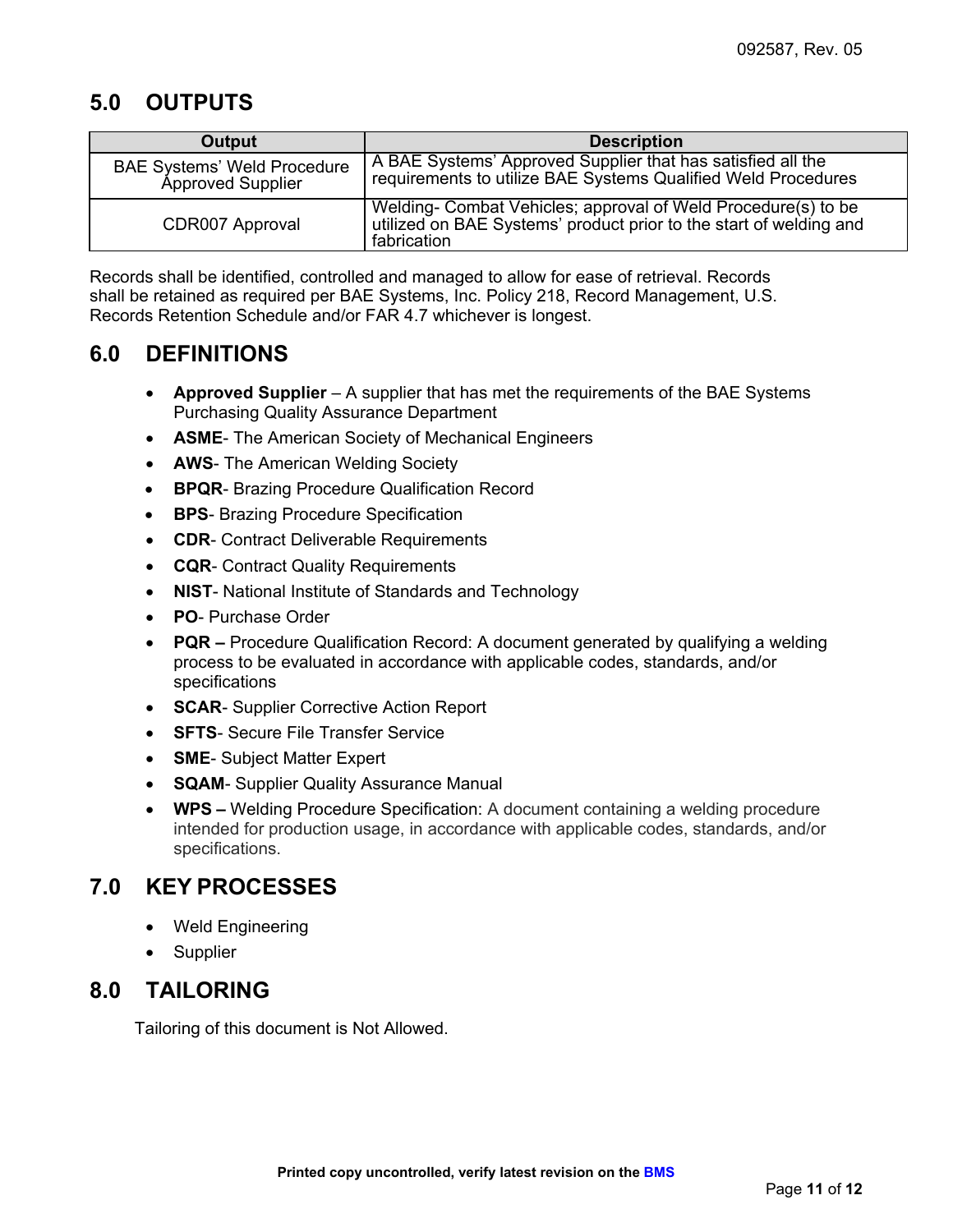## 5.0 OUTPUTS

| Output | Description |
|---|---|
| BAE Systems' Weld Procedure Approved Supplier | A BAE Systems' Approved Supplier that has satisfied all the requirements to utilize BAE Systems Qualified Weld Procedures |
| CDR007 Approval | Welding- Combat Vehicles; approval of Weld Procedure(s) to be utilized on BAE Systems' product prior to the start of welding and fabrication |

Records shall be identified, controlled and managed to allow for ease of retrieval. Records shall be retained as required per BAE Systems, Inc. Policy 218, Record Management, U.S. Records Retention Schedule and/or FAR 4.7 whichever is longest.

## 6.0 DEFINITIONS

- **Approved Supplier** – A supplier that has met the requirements of the BAE Systems Purchasing Quality Assurance Department
- **ASME**- The American Society of Mechanical Engineers
- **AWS**- The American Welding Society
- **BPQR**- Brazing Procedure Qualification Record
- **BPS**- Brazing Procedure Specification
- **CDR**- Contract Deliverable Requirements
- **CQR**- Contract Quality Requirements
- **NIST**- National Institute of Standards and Technology
- **PO**- Purchase Order
- **PQR –** Procedure Qualification Record: A document generated by qualifying a welding process to be evaluated in accordance with applicable codes, standards, and/or specifications
- **SCAR**- Supplier Corrective Action Report
- **SFTS**- Secure File Transfer Service
- **SME**- Subject Matter Expert
- **SQAM**- Supplier Quality Assurance Manual
- **WPS –** Welding Procedure Specification: A document containing a welding procedure intended for production usage, in accordance with applicable codes, standards, and/or specifications.

## 7.0 KEY PROCESSES

- Weld Engineering
- Supplier

## 8.0 TAILORING

Tailoring of this document is Not Allowed.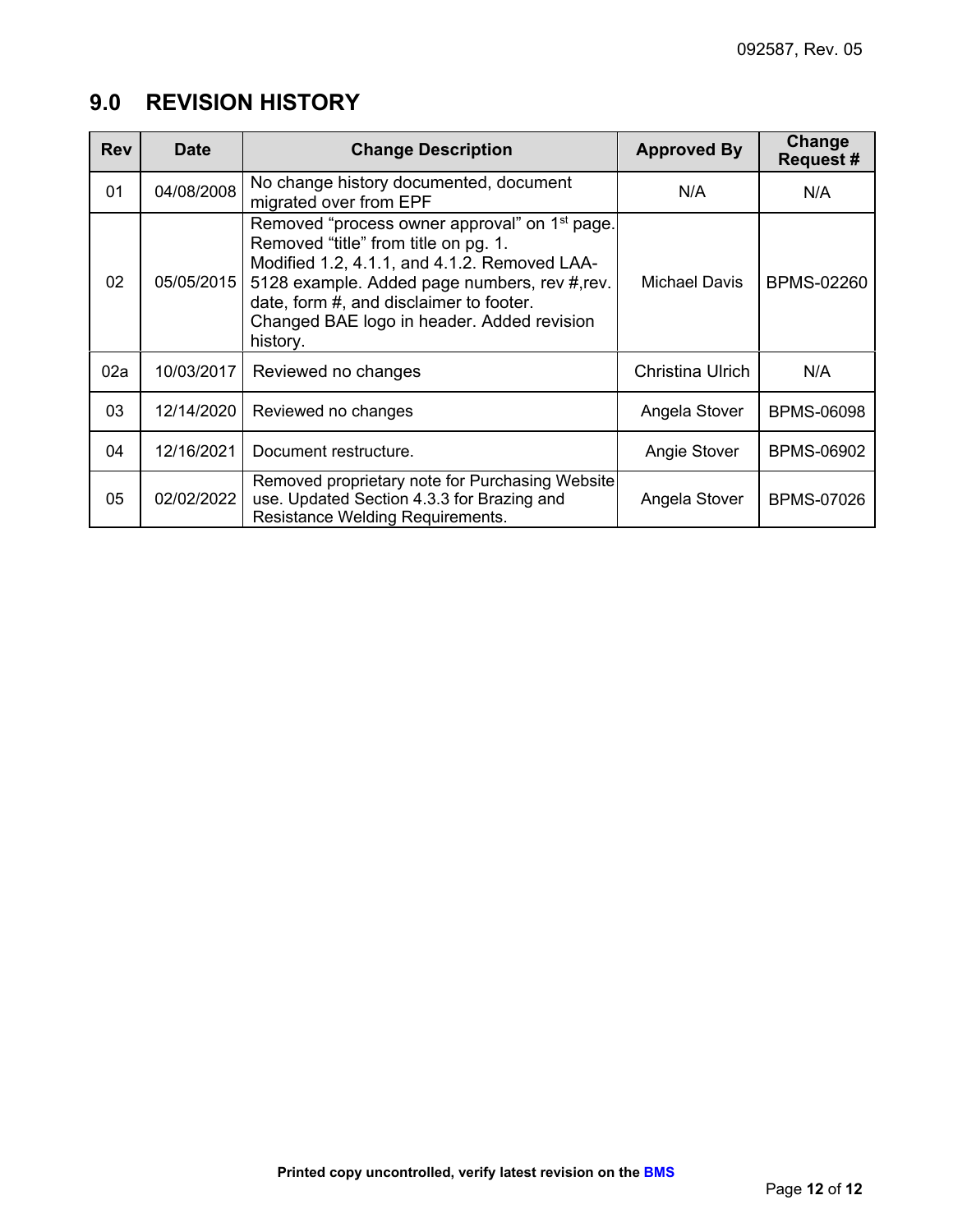## 9.0 REVISION HISTORY

| Rev | Date | Change Description | Approved By | Change Request # |
|---|---|---|---|---|
| 01 | 04/08/2008 | No change history documented, document migrated over from EPF | N/A | N/A |
| 02 | 05/05/2015 | Removed "process owner approval" on 1st page. Removed "title" from title on pg. 1. Modified 1.2, 4.1.1, and 4.1.2. Removed LAA-5128 example. Added page numbers, rev #,rev. date, form #, and disclaimer to footer. Changed BAE logo in header. Added revision history. | Michael Davis | BPMS-02260 |
| 02a | 10/03/2017 | Reviewed no changes | Christina Ulrich | N/A |
| 03 | 12/14/2020 | Reviewed no changes | Angela Stover | BPMS-06098 |
| 04 | 12/16/2021 | Document restructure. | Angie Stover | BPMS-06902 |
| 05 | 02/02/2022 | Removed proprietary note for Purchasing Website use. Updated Section 4.3.3 for Brazing and Resistance Welding Requirements. | Angela Stover | BPMS-07026 |